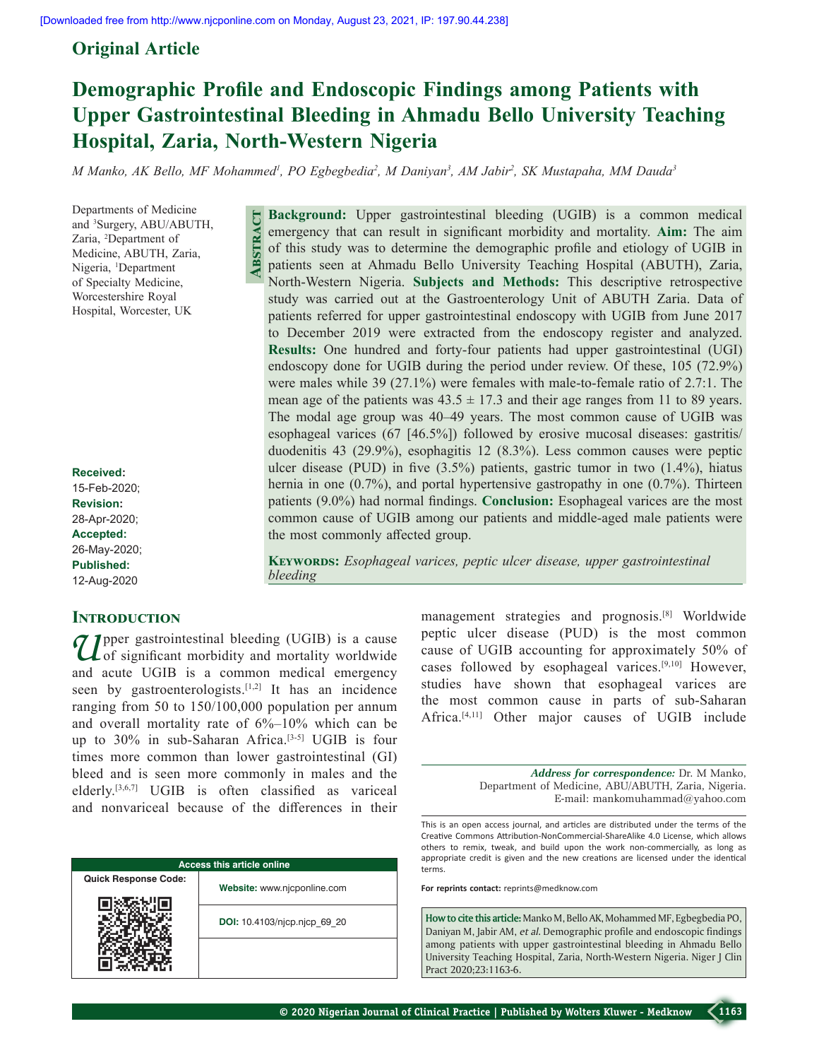Original Article

# Demographic Profile and Endoscopic Findings among Patients with Upper Gastrointestinal Bleeding in Ahmadu Bello University Teaching Hospital, Zaria, North-Western Nigeria

*M Manko, AK Bello, MF Mohammed[1], PO Egbegbedia[2], M Daniyan[3], AM Jabir[2], SK Mustapaha, MM Dauda[3]*

Departments of Medicine and [3]Surgery, ABU/ABUTH, Zaria, [2]Department of Medicine, ABUTH, Zaria, Nigeria, [1]Department of Specialty Medicine, Worcestershire Royal Hospital, Worcester, UK

**Received:** 15-Feb-2020; **Revision:** 28-Apr-2020; **Accepted:** 26-May-2020; **Published:** 12-Aug-2020

## Abstract

**Background:** Upper gastrointestinal bleeding (UGIB) is a common medical emergency that can result in significant morbidity and mortality. **Aim:** The aim of this study was to determine the demographic profile and etiology of UGIB in patients seen at Ahmadu Bello University Teaching Hospital (ABUTH), Zaria, North-Western Nigeria. **Subjects and Methods:** This descriptive retrospective study was carried out at the Gastroenterology Unit of ABUTH Zaria. Data of patients referred for upper gastrointestinal endoscopy with UGIB from June 2017 to December 2019 were extracted from the endoscopy register and analyzed. **Results:** One hundred and forty-four patients had upper gastrointestinal (UGI) endoscopy done for UGIB during the period under review. Of these, 105 (72.9%) were males while 39 (27.1%) were females with male-to-female ratio of 2.7:1. The mean age of the patients was $43.5 \pm 17.3$ and their age ranges from 11 to 89 years. The modal age group was 40–49 years. The most common cause of UGIB was esophageal varices (67 [46.5%]) followed by erosive mucosal diseases: gastritis/duodenitis 43 (29.9%), esophagitis 12 (8.3%). Less common causes were peptic ulcer disease (PUD) in five (3.5%) patients, gastric tumor in two (1.4%), hiatus hernia in one (0.7%), and portal hypertensive gastropathy in one (0.7%). Thirteen patients (9.0%) had normal findings. **Conclusion:** Esophageal varices are the most common cause of UGIB among our patients and middle-aged male patients were the most commonly affected group.

**Keywords:** *Esophageal varices, peptic ulcer disease, upper gastrointestinal bleeding*

## Introduction

Upper gastrointestinal bleeding (UGIB) is a cause of significant morbidity and mortality worldwide and acute UGIB is a common medical emergency seen by gastroenterologists.[1,2] It has an incidence ranging from 50 to 150/100,000 population per annum and overall mortality rate of 6%–10% which can be up to 30% in sub-Saharan Africa.[3-5] UGIB is four times more common than lower gastrointestinal (GI) bleed and is seen more commonly in males and the elderly.[3,6,7] UGIB is often classified as variceal and nonvariceal because of the differences in their management strategies and prognosis.[8] Worldwide peptic ulcer disease (PUD) is the most common cause of UGIB accounting for approximately 50% of cases followed by esophageal varices.[9,10] However, studies have shown that esophageal varices are the most common cause in parts of sub-Saharan Africa.[4,11] Other major causes of UGIB include

**Address for correspondence:** Dr. M Manko, Department of Medicine, ABU/ABUTH, Zaria, Nigeria. E-mail: mankomuhammad@yahoo.com

| Access this article online | |
|---|---|
| Quick Response Code: | Website: www.njcponline.com |
| | DOI: 10.4103/njcp.njcp_69_20 |

This is an open access journal, and articles are distributed under the terms of the Creative Commons Attribution-NonCommercial-ShareAlike 4.0 License, which allows others to remix, tweak, and build upon the work non-commercially, as long as appropriate credit is given and the new creations are licensed under the identical terms.

For reprints contact: reprints@medknow.com

**How to cite this article:** Manko M, Bello AK, Mohammed MF, Egbegbedia PO, Daniyan M, Jabir AM, *et al*. Demographic profile and endoscopic findings among patients with upper gastrointestinal bleeding in Ahmadu Bello University Teaching Hospital, Zaria, North-Western Nigeria. Niger J Clin Pract 2020;23:1163-6.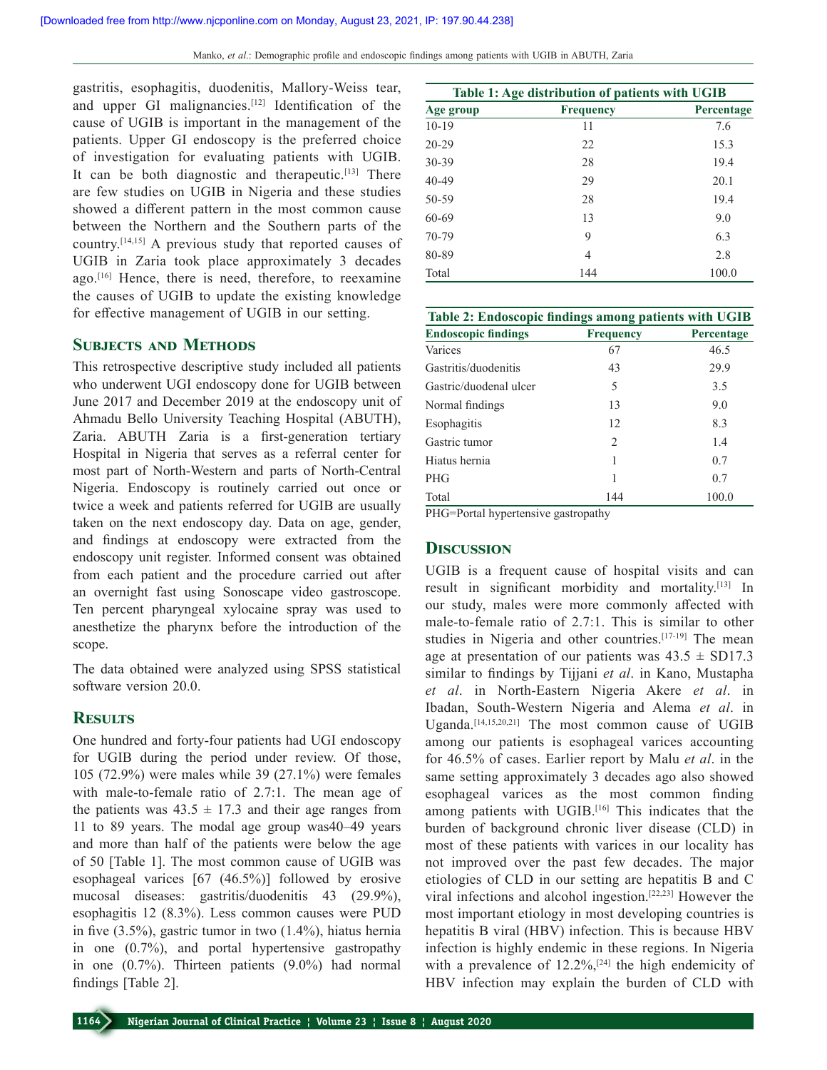gastritis, esophagitis, duodenitis, Mallory-Weiss tear, and upper GI malignancies.[12] Identification of the cause of UGIB is important in the management of the patients. Upper GI endoscopy is the preferred choice of investigation for evaluating patients with UGIB. It can be both diagnostic and therapeutic.[13] There are few studies on UGIB in Nigeria and these studies showed a different pattern in the most common cause between the Northern and the Southern parts of the country.[14,15] A previous study that reported causes of UGIB in Zaria took place approximately 3 decades ago.[16] Hence, there is need, therefore, to reexamine the causes of UGIB to update the existing knowledge for effective management of UGIB in our setting.

## Subjects and Methods

This retrospective descriptive study included all patients who underwent UGI endoscopy done for UGIB between June 2017 and December 2019 at the endoscopy unit of Ahmadu Bello University Teaching Hospital (ABUTH), Zaria. ABUTH Zaria is a first-generation tertiary Hospital in Nigeria that serves as a referral center for most part of North-Western and parts of North-Central Nigeria. Endoscopy is routinely carried out once or twice a week and patients referred for UGIB are usually taken on the next endoscopy day. Data on age, gender, and findings at endoscopy were extracted from the endoscopy unit register. Informed consent was obtained from each patient and the procedure carried out after an overnight fast using Sonoscape video gastroscope. Ten percent pharyngeal xylocaine spray was used to anesthetize the pharynx before the introduction of the scope.

The data obtained were analyzed using SPSS statistical software version 20.0.

## Results

One hundred and forty-four patients had UGI endoscopy for UGIB during the period under review. Of those, 105 (72.9%) were males while 39 (27.1%) were females with male-to-female ratio of 2.7:1. The mean age of the patients was 43.5 ± 17.3 and their age ranges from 11 to 89 years. The modal age group was40–49 years and more than half of the patients were below the age of 50 [Table 1]. The most common cause of UGIB was esophageal varices [67 (46.5%)] followed by erosive mucosal diseases: gastritis/duodenitis 43 (29.9%), esophagitis 12 (8.3%). Less common causes were PUD in five (3.5%), gastric tumor in two (1.4%), hiatus hernia in one (0.7%), and portal hypertensive gastropathy in one (0.7%). Thirteen patients (9.0%) had normal findings [Table 2].

**Table 1: Age distribution of patients with UGIB**

| Age group | Frequency | Percentage |
|---|---|---|
| 10-19 | 11 | 7.6 |
| 20-29 | 22 | 15.3 |
| 30-39 | 28 | 19.4 |
| 40-49 | 29 | 20.1 |
| 50-59 | 28 | 19.4 |
| 60-69 | 13 | 9.0 |
| 70-79 | 9 | 6.3 |
| 80-89 | 4 | 2.8 |
| Total | 144 | 100.0 |

**Table 2: Endoscopic findings among patients with UGIB**

| Endoscopic findings | Frequency | Percentage |
|---|---|---|
| Varices | 67 | 46.5 |
| Gastritis/duodenitis | 43 | 29.9 |
| Gastric/duodenal ulcer | 5 | 3.5 |
| Normal findings | 13 | 9.0 |
| Esophagitis | 12 | 8.3 |
| Gastric tumor | 2 | 1.4 |
| Hiatus hernia | 1 | 0.7 |
| PHG | 1 | 0.7 |
| Total | 144 | 100.0 |

PHG=Portal hypertensive gastropathy

## Discussion

UGIB is a frequent cause of hospital visits and can result in significant morbidity and mortality.[13] In our study, males were more commonly affected with male-to-female ratio of 2.7:1. This is similar to other studies in Nigeria and other countries.[17-19] The mean age at presentation of our patients was 43.5 ± SD17.3 similar to findings by Tijjani *et al*. in Kano, Mustapha *et al*. in North-Eastern Nigeria Akere *et al*. in Ibadan, South-Western Nigeria and Alema *et al*. in Uganda.[14,15,20,21] The most common cause of UGIB among our patients is esophageal varices accounting for 46.5% of cases. Earlier report by Malu *et al*. in the same setting approximately 3 decades ago also showed esophageal varices as the most common finding among patients with UGIB.[16] This indicates that the burden of background chronic liver disease (CLD) in most of these patients with varices in our locality has not improved over the past few decades. The major etiologies of CLD in our setting are hepatitis B and C viral infections and alcohol ingestion.[22,23] However the most important etiology in most developing countries is hepatitis B viral (HBV) infection. This is because HBV infection is highly endemic in these regions. In Nigeria with a prevalence of 12.2%,[24] the high endemicity of HBV infection may explain the burden of CLD with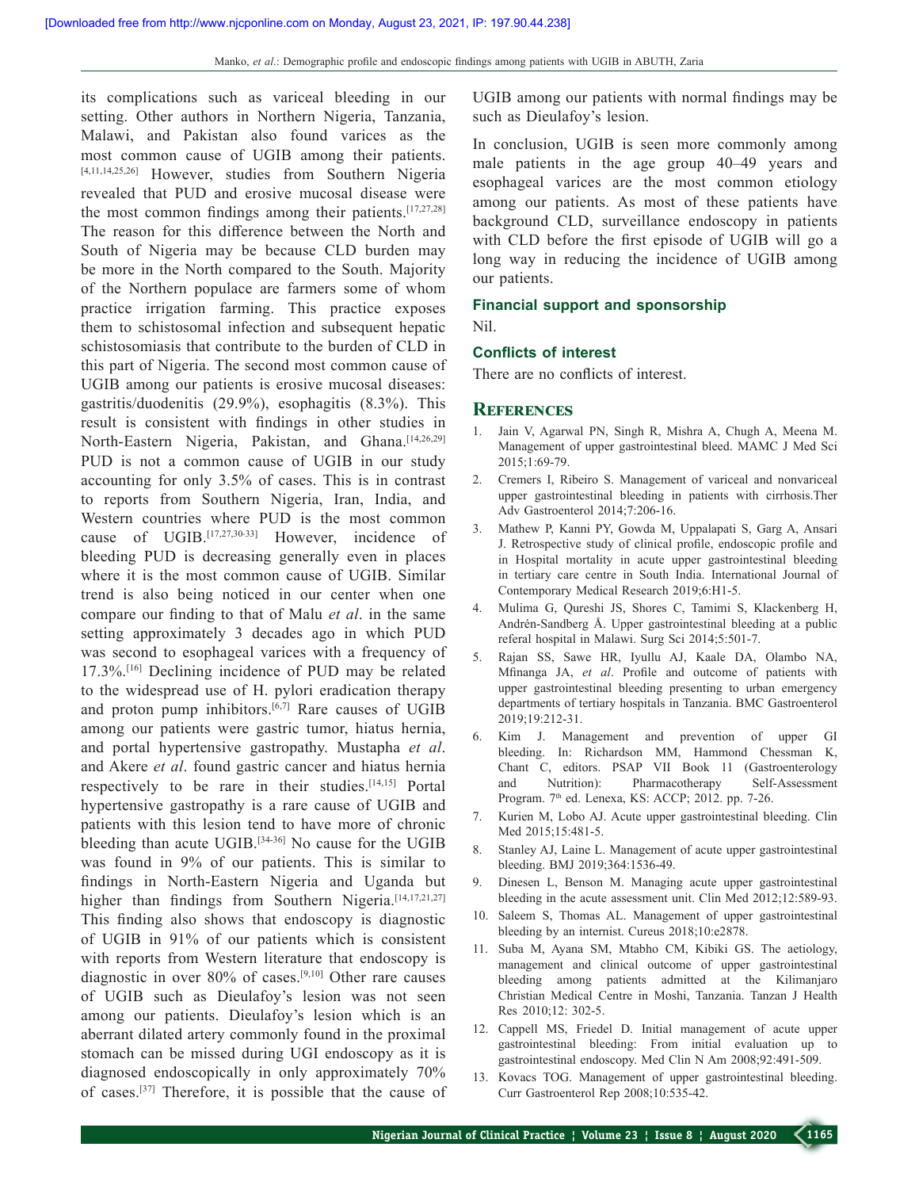its complications such as variceal bleeding in our setting. Other authors in Northern Nigeria, Tanzania, Malawi, and Pakistan also found varices as the most common cause of UGIB among their patients.[4,11,14,25,26] However, studies from Southern Nigeria revealed that PUD and erosive mucosal disease were the most common findings among their patients.[17,27,28] The reason for this difference between the North and South of Nigeria may be because CLD burden may be more in the North compared to the South. Majority of the Northern populace are farmers some of whom practice irrigation farming. This practice exposes them to schistosomal infection and subsequent hepatic schistosomiasis that contribute to the burden of CLD in this part of Nigeria. The second most common cause of UGIB among our patients is erosive mucosal diseases: gastritis/duodenitis (29.9%), esophagitis (8.3%). This result is consistent with findings in other studies in North-Eastern Nigeria, Pakistan, and Ghana.[14,26,29] PUD is not a common cause of UGIB in our study accounting for only 3.5% of cases. This is in contrast to reports from Southern Nigeria, Iran, India, and Western countries where PUD is the most common cause of UGIB.[17,27,30-33] However, incidence of bleeding PUD is decreasing generally even in places where it is the most common cause of UGIB. Similar trend is also being noticed in our center when one compare our finding to that of Malu *et al*. in the same setting approximately 3 decades ago in which PUD was second to esophageal varices with a frequency of 17.3%.[16] Declining incidence of PUD may be related to the widespread use of H. pylori eradication therapy and proton pump inhibitors.[6,7] Rare causes of UGIB among our patients were gastric tumor, hiatus hernia, and portal hypertensive gastropathy. Mustapha *et al*. and Akere *et al*. found gastric cancer and hiatus hernia respectively to be rare in their studies.[14,15] Portal hypertensive gastropathy is a rare cause of UGIB and patients with this lesion tend to have more of chronic bleeding than acute UGIB.[34-36] No cause for the UGIB was found in 9% of our patients. This is similar to findings in North-Eastern Nigeria and Uganda but higher than findings from Southern Nigeria.[14,17,21,27] This finding also shows that endoscopy is diagnostic of UGIB in 91% of our patients which is consistent with reports from Western literature that endoscopy is diagnostic in over 80% of cases.[9,10] Other rare causes of UGIB such as Dieulafoy's lesion was not seen among our patients. Dieulafoy's lesion which is an aberrant dilated artery commonly found in the proximal stomach can be missed during UGI endoscopy as it is diagnosed endoscopically in only approximately 70% of cases.[37] Therefore, it is possible that the cause of UGIB among our patients with normal findings may be such as Dieulafoy's lesion.

In conclusion, UGIB is seen more commonly among male patients in the age group 40–49 years and esophageal varices are the most common etiology among our patients. As most of these patients have background CLD, surveillance endoscopy in patients with CLD before the first episode of UGIB will go a long way in reducing the incidence of UGIB among our patients.

### Financial support and sponsorship

Nil.

### Conflicts of interest

There are no conflicts of interest.

## References

1. Jain V, Agarwal PN, Singh R, Mishra A, Chugh A, Meena M. Management of upper gastrointestinal bleed. MAMC J Med Sci 2015;1:69-79.
2. Cremers I, Ribeiro S. Management of variceal and nonvariceal upper gastrointestinal bleeding in patients with cirrhosis.Ther Adv Gastroenterol 2014;7:206-16.
3. Mathew P, Kanni PY, Gowda M, Uppalapati S, Garg A, Ansari J. Retrospective study of clinical profile, endoscopic profile and in Hospital mortality in acute upper gastrointestinal bleeding in tertiary care centre in South India. International Journal of Contemporary Medical Research 2019;6:H1-5.
4. Mulima G, Qureshi JS, Shores C, Tamimi S, Klackenberg H, Andrén-Sandberg Å. Upper gastrointestinal bleeding at a public referal hospital in Malawi. Surg Sci 2014;5:501-7.
5. Rajan SS, Sawe HR, Iyullu AJ, Kaale DA, Olambo NA, Mfinanga JA, *et al*. Profile and outcome of patients with upper gastrointestinal bleeding presenting to urban emergency departments of tertiary hospitals in Tanzania. BMC Gastroenterol 2019;19:212-31.
6. Kim J. Management and prevention of upper GI bleeding. In: Richardson MM, Hammond Chessman K, Chant C, editors. PSAP VII Book 11 (Gastroenterology and Nutrition): Pharmacotherapy Self-Assessment Program. 7th ed. Lenexa, KS: ACCP; 2012. pp. 7-26.
7. Kurien M, Lobo AJ. Acute upper gastrointestinal bleeding. Clin Med 2015;15:481-5.
8. Stanley AJ, Laine L. Management of acute upper gastrointestinal bleeding. BMJ 2019;364:1536-49.
9. Dinesen L, Benson M. Managing acute upper gastrointestinal bleeding in the acute assessment unit. Clin Med 2012;12:589-93.
10. Saleem S, Thomas AL. Management of upper gastrointestinal bleeding by an internist. Cureus 2018;10:e2878.
11. Suba M, Ayana SM, Mtabho CM, Kibiki GS. The aetiology, management and clinical outcome of upper gastrointestinal bleeding among patients admitted at the Kilimanjaro Christian Medical Centre in Moshi, Tanzania. Tanzan J Health Res 2010;12: 302-5.
12. Cappell MS, Friedel D. Initial management of acute upper gastrointestinal bleeding: From initial evaluation up to gastrointestinal endoscopy. Med Clin N Am 2008;92:491-509.
13. Kovacs TOG. Management of upper gastrointestinal bleeding. Curr Gastroenterol Rep 2008;10:535-42.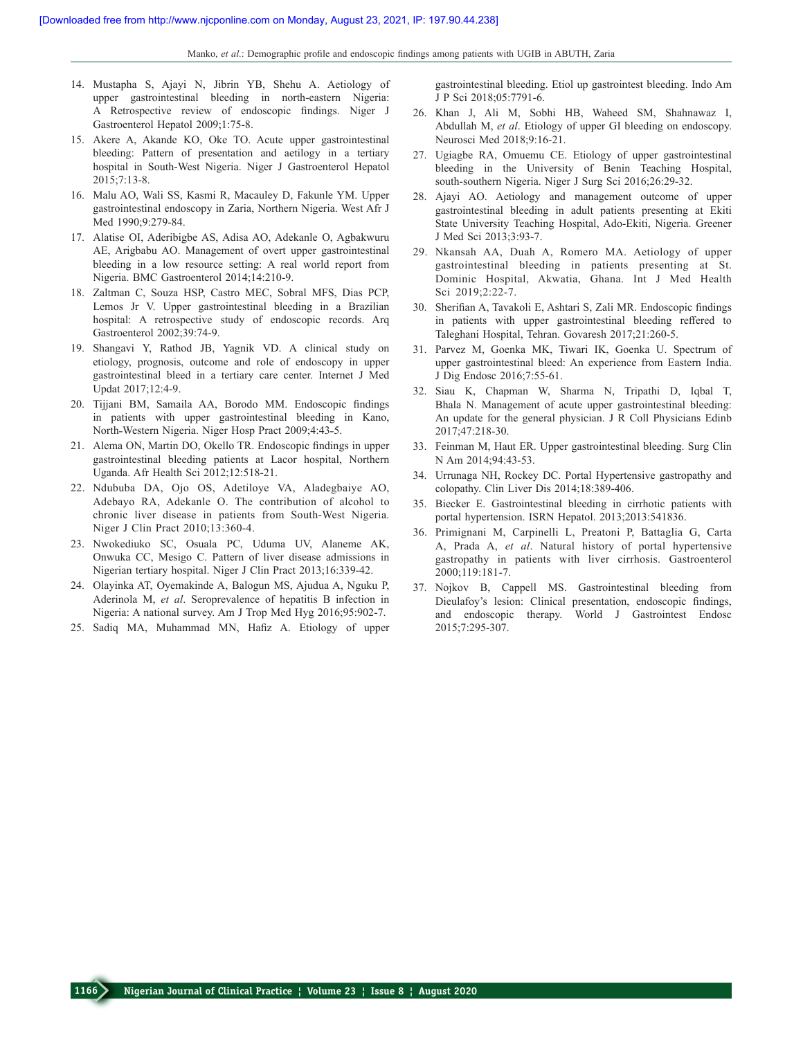14. Mustapha S, Ajayi N, Jibrin YB, Shehu A. Aetiology of upper gastrointestinal bleeding in north-eastern Nigeria: A Retrospective review of endoscopic findings. Niger J Gastroenterol Hepatol 2009;1:75-8.
15. Akere A, Akande KO, Oke TO. Acute upper gastrointestinal bleeding: Pattern of presentation and aetilogy in a tertiary hospital in South-West Nigeria. Niger J Gastroenterol Hepatol 2015;7:13-8.
16. Malu AO, Wali SS, Kasmi R, Macauley D, Fakunle YM. Upper gastrointestinal endoscopy in Zaria, Northern Nigeria. West Afr J Med 1990;9:279-84.
17. Alatise OI, Aderibigbe AS, Adisa AO, Adekanle O, Agbakwuru AE, Arigbabu AO. Management of overt upper gastrointestinal bleeding in a low resource setting: A real world report from Nigeria. BMC Gastroenterol 2014;14:210-9.
18. Zaltman C, Souza HSP, Castro MEC, Sobral MFS, Dias PCP, Lemos Jr V. Upper gastrointestinal bleeding in a Brazilian hospital: A retrospective study of endoscopic records. Arq Gastroenterol 2002;39:74-9.
19. Shangavi Y, Rathod JB, Yagnik VD. A clinical study on etiology, prognosis, outcome and role of endoscopy in upper gastrointestinal bleed in a tertiary care center. Internet J Med Updat 2017;12:4-9.
20. Tijjani BM, Samaila AA, Borodo MM. Endoscopic findings in patients with upper gastrointestinal bleeding in Kano, North-Western Nigeria. Niger Hosp Pract 2009;4:43-5.
21. Alema ON, Martin DO, Okello TR. Endoscopic findings in upper gastrointestinal bleeding patients at Lacor hospital, Northern Uganda. Afr Health Sci 2012;12:518-21.
22. Ndububa DA, Ojo OS, Adetiloye VA, Aladegbaiye AO, Adebayo RA, Adekanle O. The contribution of alcohol to chronic liver disease in patients from South-West Nigeria. Niger J Clin Pract 2010;13:360-4.
23. Nwokediuko SC, Osuala PC, Uduma UV, Alaneme AK, Onwuka CC, Mesigo C. Pattern of liver disease admissions in Nigerian tertiary hospital. Niger J Clin Pract 2013;16:339-42.
24. Olayinka AT, Oyemakinde A, Balogun MS, Ajudua A, Nguku P, Aderinola M, *et al*. Seroprevalence of hepatitis B infection in Nigeria: A national survey. Am J Trop Med Hyg 2016;95:902-7.
25. Sadiq MA, Muhammad MN, Hafiz A. Etiology of upper gastrointestinal bleeding. Etiol up gastrointest bleeding. Indo Am J P Sci 2018;05:7791-6.
26. Khan J, Ali M, Sobhi HB, Waheed SM, Shahnawaz I, Abdullah M, *et al*. Etiology of upper GI bleeding on endoscopy. Neurosci Med 2018;9:16-21.
27. Ugiagbe RA, Omuemu CE. Etiology of upper gastrointestinal bleeding in the University of Benin Teaching Hospital, south-southern Nigeria. Niger J Surg Sci 2016;26:29-32.
28. Ajayi AO. Aetiology and management outcome of upper gastrointestinal bleeding in adult patients presenting at Ekiti State University Teaching Hospital, Ado-Ekiti, Nigeria. Greener J Med Sci 2013;3:93-7.
29. Nkansah AA, Duah A, Romero MA. Aetiology of upper gastrointestinal bleeding in patients presenting at St. Dominic Hospital, Akwatia, Ghana. Int J Med Health Sci 2019;2:22-7.
30. Sherifian A, Tavakoli E, Ashtari S, Zali MR. Endoscopic findings in patients with upper gastrointestinal bleeding reffered to Taleghani Hospital, Tehran. Govaresh 2017;21:260-5.
31. Parvez M, Goenka MK, Tiwari IK, Goenka U. Spectrum of upper gastrointestinal bleed: An experience from Eastern India. J Dig Endosc 2016;7:55-61.
32. Siau K, Chapman W, Sharma N, Tripathi D, Iqbal T, Bhala N. Management of acute upper gastrointestinal bleeding: An update for the general physician. J R Coll Physicians Edinb 2017;47:218-30.
33. Feinman M, Haut ER. Upper gastrointestinal bleeding. Surg Clin N Am 2014;94:43-53.
34. Urrunaga NH, Rockey DC. Portal Hypertensive gastropathy and colopathy. Clin Liver Dis 2014;18:389-406.
35. Biecker E. Gastrointestinal bleeding in cirrhotic patients with portal hypertension. ISRN Hepatol. 2013;2013:541836.
36. Primignani M, Carpinelli L, Preatoni P, Battaglia G, Carta A, Prada A, *et al*. Natural history of portal hypertensive gastropathy in patients with liver cirrhosis. Gastroenterol 2000;119:181-7.
37. Nojkov B, Cappell MS. Gastrointestinal bleeding from Dieulafoy's lesion: Clinical presentation, endoscopic findings, and endoscopic therapy. World J Gastrointest Endosc 2015;7:295-307.